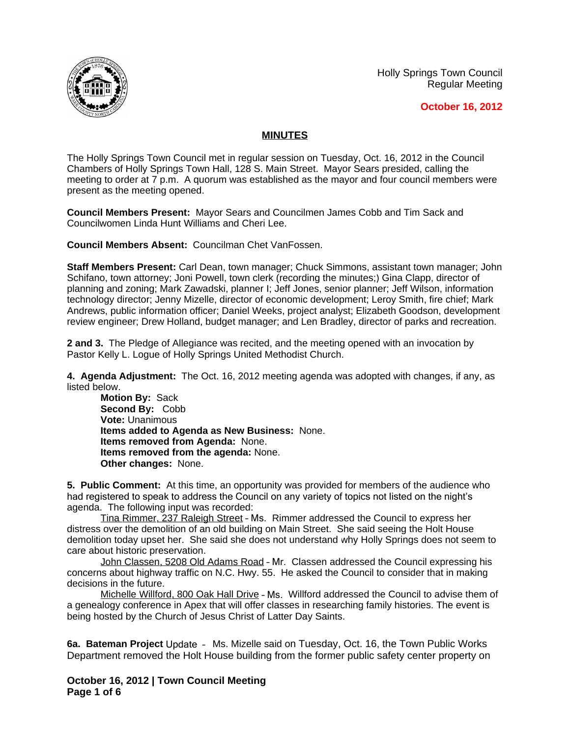Holly Springs Town Council
Regular Meeting

**October 16, 2012**

## MINUTES

The Holly Springs Town Council met in regular session on Tuesday, Oct. 16, 2012 in the Council Chambers of Holly Springs Town Hall, 128 S. Main Street. Mayor Sears presided, calling the meeting to order at 7 p.m. A quorum was established as the mayor and four council members were present as the meeting opened.

**Council Members Present:** Mayor Sears and Councilmen James Cobb and Tim Sack and Councilwomen Linda Hunt Williams and Cheri Lee.

**Council Members Absent:** Councilman Chet VanFossen.

**Staff Members Present:** Carl Dean, town manager; Chuck Simmons, assistant town manager; John Schifano, town attorney; Joni Powell, town clerk (recording the minutes;) Gina Clapp, director of planning and zoning; Mark Zawadski, planner I; Jeff Jones, senior planner; Jeff Wilson, information technology director; Jenny Mizelle, director of economic development; Leroy Smith, fire chief; Mark Andrews, public information officer; Daniel Weeks, project analyst; Elizabeth Goodson, development review engineer; Drew Holland, budget manager; and Len Bradley, director of parks and recreation.

**2 and 3.** The Pledge of Allegiance was recited, and the meeting opened with an invocation by Pastor Kelly L. Logue of Holly Springs United Methodist Church.

**4. Agenda Adjustment:** The Oct. 16, 2012 meeting agenda was adopted with changes, if any, as listed below.

**Motion By:** Sack
**Second By:** Cobb
**Vote:** Unanimous
**Items added to Agenda as New Business:** None.
**Items removed from Agenda:** None.
**Items removed from the agenda:** None.
**Other changes:** None.

**5. Public Comment:** At this time, an opportunity was provided for members of the audience who had registered to speak to address the Council on any variety of topics not listed on the night's agenda. The following input was recorded:

Tina Rimmer, 237 Raleigh Street – Ms. Rimmer addressed the Council to express her distress over the demolition of an old building on Main Street. She said seeing the Holt House demolition today upset her. She said she does not understand why Holly Springs does not seem to care about historic preservation.

John Classen, 5208 Old Adams Road – Mr. Classen addressed the Council expressing his concerns about highway traffic on N.C. Hwy. 55. He asked the Council to consider that in making decisions in the future.

Michelle Willford, 800 Oak Hall Drive – Ms. Willford addressed the Council to advise them of a genealogy conference in Apex that will offer classes in researching family histories. The event is being hosted by the Church of Jesus Christ of Latter Day Saints.

**6a. Bateman Project** Update – Ms. Mizelle said on Tuesday, Oct. 16, the Town Public Works Department removed the Holt House building from the former public safety center property on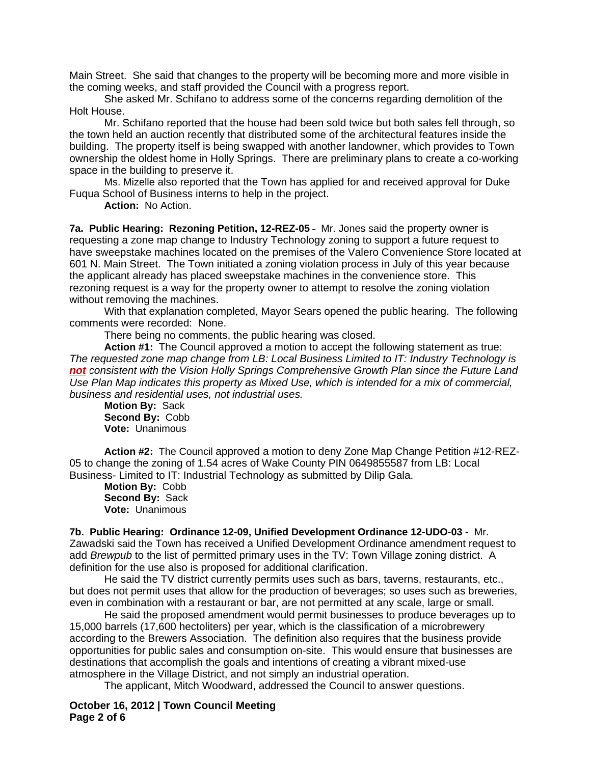Main Street. She said that changes to the property will be becoming more and more visible in the coming weeks, and staff provided the Council with a progress report.

She asked Mr. Schifano to address some of the concerns regarding demolition of the Holt House.

Mr. Schifano reported that the house had been sold twice but both sales fell through, so the town held an auction recently that distributed some of the architectural features inside the building. The property itself is being swapped with another landowner, which provides to Town ownership the oldest home in Holly Springs. There are preliminary plans to create a co-working space in the building to preserve it.

Ms. Mizelle also reported that the Town has applied for and received approval for Duke Fuqua School of Business interns to help in the project.

**Action:** No Action.

**7a. Public Hearing: Rezoning Petition, 12-REZ-05** – Mr. Jones said the property owner is requesting a zone map change to Industry Technology zoning to support a future request to have sweepstake machines located on the premises of the Valero Convenience Store located at 601 N. Main Street. The Town initiated a zoning violation process in July of this year because the applicant already has placed sweepstake machines in the convenience store. This rezoning request is a way for the property owner to attempt to resolve the zoning violation without removing the machines.

With that explanation completed, Mayor Sears opened the public hearing. The following comments were recorded: None.

There being no comments, the public hearing was closed.

**Action #1:** The Council approved a motion to accept the following statement as true: *The requested zone map change from LB: Local Business Limited to IT: Industry Technology is **not** consistent with the Vision Holly Springs Comprehensive Growth Plan since the Future Land Use Plan Map indicates this property as Mixed Use, which is intended for a mix of commercial, business and residential uses, not industrial uses.*

**Motion By:** Sack
**Second By:** Cobb
**Vote:** Unanimous

**Action #2:** The Council approved a motion to deny Zone Map Change Petition #12-REZ-05 to change the zoning of 1.54 acres of Wake County PIN 0649855587 from LB: Local Business- Limited to IT: Industrial Technology as submitted by Dilip Gala.

**Motion By:** Cobb
**Second By:** Sack
**Vote:** Unanimous

**7b. Public Hearing: Ordinance 12-09, Unified Development Ordinance 12-UDO-03 -** Mr. Zawadski said the Town has received a Unified Development Ordinance amendment request to add *Brewpub* to the list of permitted primary uses in the TV: Town Village zoning district. A definition for the use also is proposed for additional clarification.

He said the TV district currently permits uses such as bars, taverns, restaurants, etc., but does not permit uses that allow for the production of beverages; so uses such as breweries, even in combination with a restaurant or bar, are not permitted at any scale, large or small.

He said the proposed amendment would permit businesses to produce beverages up to 15,000 barrels (17,600 hectoliters) per year, which is the classification of a microbrewery according to the Brewers Association. The definition also requires that the business provide opportunities for public sales and consumption on-site. This would ensure that businesses are destinations that accomplish the goals and intentions of creating a vibrant mixed-use atmosphere in the Village District, and not simply an industrial operation.

The applicant, Mitch Woodward, addressed the Council to answer questions.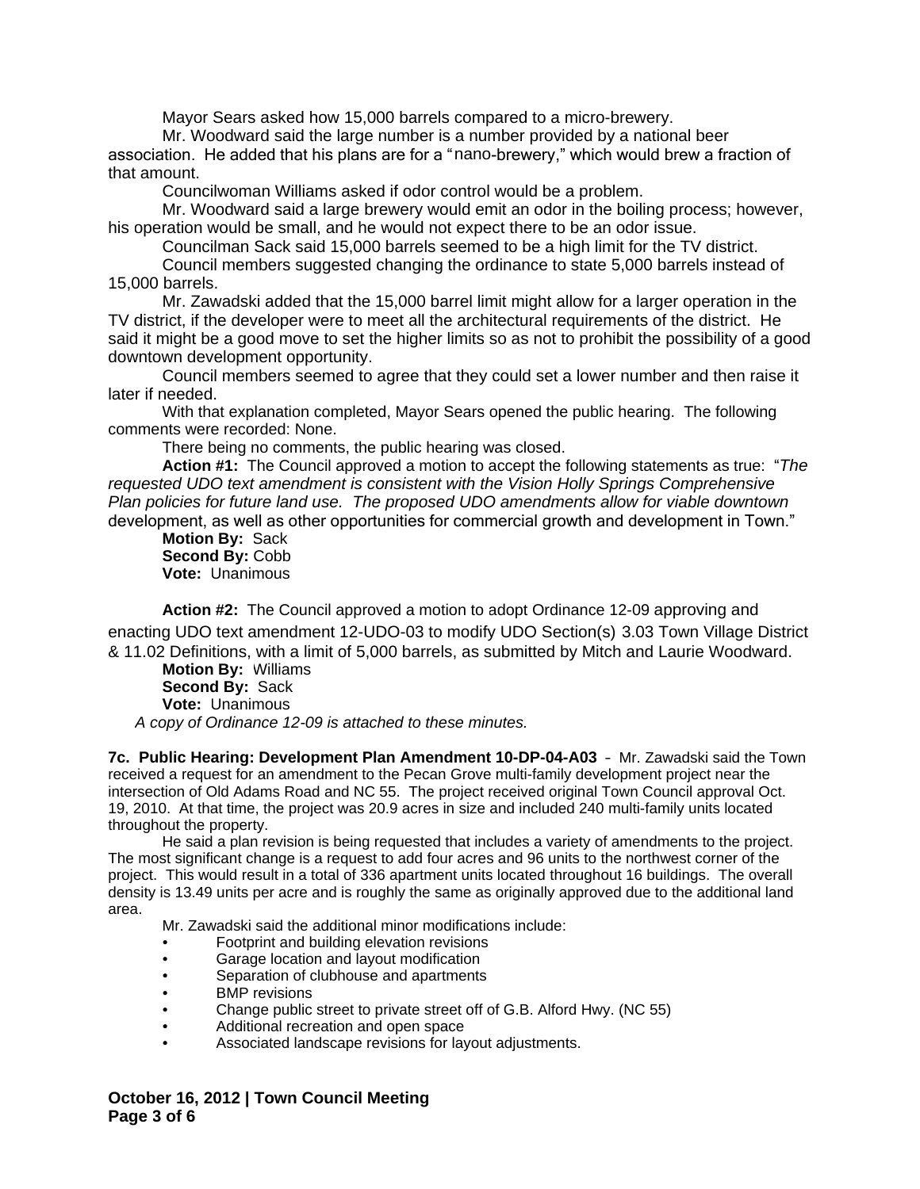Mayor Sears asked how 15,000 barrels compared to a micro-brewery.

Mr. Woodward said the large number is a number provided by a national beer association. He added that his plans are for a "nano-brewery," which would brew a fraction of that amount.

Councilwoman Williams asked if odor control would be a problem.

Mr. Woodward said a large brewery would emit an odor in the boiling process; however, his operation would be small, and he would not expect there to be an odor issue.

Councilman Sack said 15,000 barrels seemed to be a high limit for the TV district.

Council members suggested changing the ordinance to state 5,000 barrels instead of 15,000 barrels.

Mr. Zawadski added that the 15,000 barrel limit might allow for a larger operation in the TV district, if the developer were to meet all the architectural requirements of the district. He said it might be a good move to set the higher limits so as not to prohibit the possibility of a good downtown development opportunity.

Council members seemed to agree that they could set a lower number and then raise it later if needed.

With that explanation completed, Mayor Sears opened the public hearing. The following comments were recorded: None.

There being no comments, the public hearing was closed.

**Action #1:** The Council approved a motion to accept the following statements as true: "*The requested UDO text amendment is consistent with the Vision Holly Springs Comprehensive Plan policies for future land use. The proposed UDO amendments allow for viable downtown* development, as well as other opportunities for commercial growth and development in Town."

**Motion By:** Sack
**Second By:** Cobb
**Vote:** Unanimous

**Action #2:** The Council approved a motion to adopt Ordinance 12-09 approving and enacting UDO text amendment 12-UDO-03 to modify UDO Section(s) 3.03 Town Village District & 11.02 Definitions, with a limit of 5,000 barrels, as submitted by Mitch and Laurie Woodward.

**Motion By:** Williams
**Second By:** Sack
**Vote:** Unanimous

*A copy of Ordinance 12-09 is attached to these minutes.*

**7c. Public Hearing: Development Plan Amendment 10-DP-04-A03** – Mr. Zawadski said the Town received a request for an amendment to the Pecan Grove multi-family development project near the intersection of Old Adams Road and NC 55. The project received original Town Council approval Oct. 19, 2010. At that time, the project was 20.9 acres in size and included 240 multi-family units located throughout the property.

He said a plan revision is being requested that includes a variety of amendments to the project. The most significant change is a request to add four acres and 96 units to the northwest corner of the project. This would result in a total of 336 apartment units located throughout 16 buildings. The overall density is 13.49 units per acre and is roughly the same as originally approved due to the additional land area.

Mr. Zawadski said the additional minor modifications include:

- Footprint and building elevation revisions
- Garage location and layout modification
- Separation of clubhouse and apartments
- BMP revisions
- Change public street to private street off of G.B. Alford Hwy. (NC 55)
- Additional recreation and open space
- Associated landscape revisions for layout adjustments.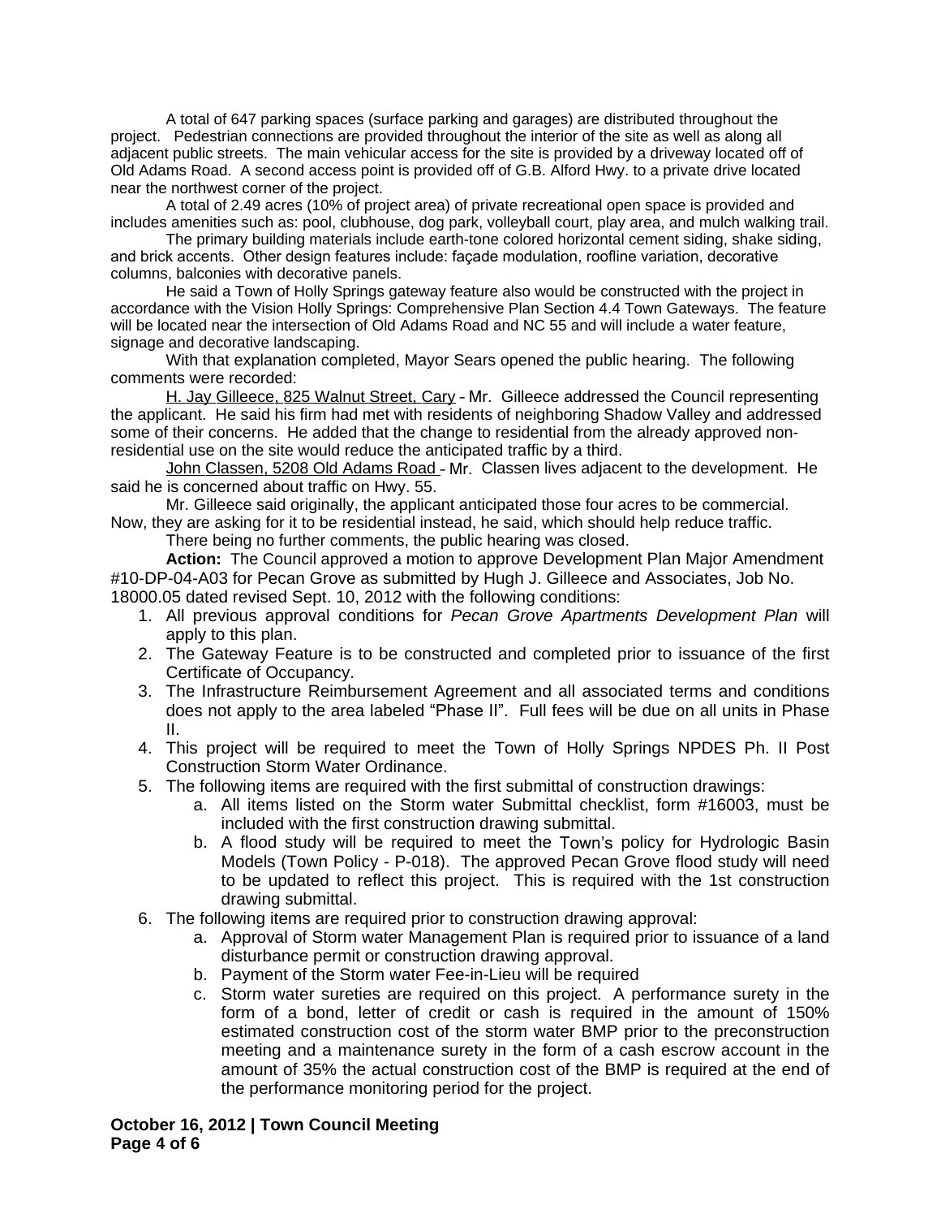A total of 647 parking spaces (surface parking and garages) are distributed throughout the project. Pedestrian connections are provided throughout the interior of the site as well as along all adjacent public streets. The main vehicular access for the site is provided by a driveway located off of Old Adams Road. A second access point is provided off of G.B. Alford Hwy. to a private drive located near the northwest corner of the project.

A total of 2.49 acres (10% of project area) of private recreational open space is provided and includes amenities such as: pool, clubhouse, dog park, volleyball court, play area, and mulch walking trail.

The primary building materials include earth-tone colored horizontal cement siding, shake siding, and brick accents. Other design features include: façade modulation, roofline variation, decorative columns, balconies with decorative panels.

He said a Town of Holly Springs gateway feature also would be constructed with the project in accordance with the Vision Holly Springs: Comprehensive Plan Section 4.4 Town Gateways. The feature will be located near the intersection of Old Adams Road and NC 55 and will include a water feature, signage and decorative landscaping.

With that explanation completed, Mayor Sears opened the public hearing. The following comments were recorded:

H. Jay Gilleece, 825 Walnut Street, Cary - Mr. Gilleece addressed the Council representing the applicant. He said his firm had met with residents of neighboring Shadow Valley and addressed some of their concerns. He added that the change to residential from the already approved non-residential use on the site would reduce the anticipated traffic by a third.

John Classen, 5208 Old Adams Road - Mr. Classen lives adjacent to the development. He said he is concerned about traffic on Hwy. 55.

Mr. Gilleece said originally, the applicant anticipated those four acres to be commercial. Now, they are asking for it to be residential instead, he said, which should help reduce traffic.

There being no further comments, the public hearing was closed.

**Action:** The Council approved a motion to approve Development Plan Major Amendment #10-DP-04-A03 for Pecan Grove as submitted by Hugh J. Gilleece and Associates, Job No. 18000.05 dated revised Sept. 10, 2012 with the following conditions:

1. All previous approval conditions for *Pecan Grove Apartments Development Plan* will apply to this plan.
2. The Gateway Feature is to be constructed and completed prior to issuance of the first Certificate of Occupancy.
3. The Infrastructure Reimbursement Agreement and all associated terms and conditions does not apply to the area labeled "Phase II". Full fees will be due on all units in Phase II.
4. This project will be required to meet the Town of Holly Springs NPDES Ph. II Post Construction Storm Water Ordinance.
5. The following items are required with the first submittal of construction drawings:
    a. All items listed on the Storm water Submittal checklist, form #16003, must be included with the first construction drawing submittal.
    b. A flood study will be required to meet the Town's policy for Hydrologic Basin Models (Town Policy - P-018). The approved Pecan Grove flood study will need to be updated to reflect this project. This is required with the 1st construction drawing submittal.
6. The following items are required prior to construction drawing approval:
    a. Approval of Storm water Management Plan is required prior to issuance of a land disturbance permit or construction drawing approval.
    b. Payment of the Storm water Fee-in-Lieu will be required
    c. Storm water sureties are required on this project. A performance surety in the form of a bond, letter of credit or cash is required in the amount of 150% estimated construction cost of the storm water BMP prior to the preconstruction meeting and a maintenance surety in the form of a cash escrow account in the amount of 35% the actual construction cost of the BMP is required at the end of the performance monitoring period for the project.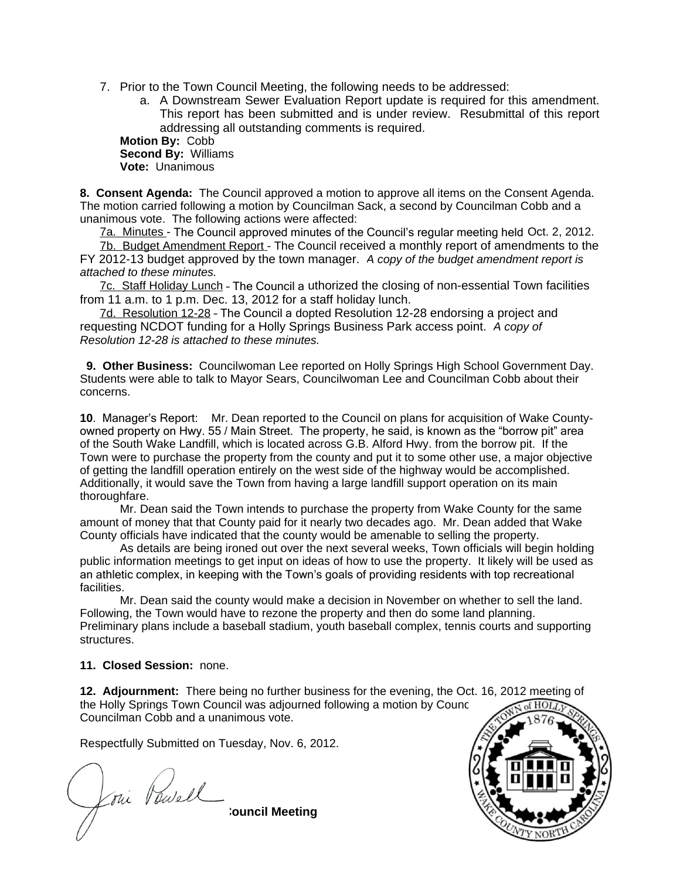7. Prior to the Town Council Meeting, the following needs to be addressed:
   a. A Downstream Sewer Evaluation Report update is required for this amendment. This report has been submitted and is under review. Resubmittal of this report addressing all outstanding comments is required.

**Motion By:** Cobb
**Second By:** Williams
**Vote:** Unanimous

**8. Consent Agenda:** The Council approved a motion to approve all items on the Consent Agenda. The motion carried following a motion by Councilman Sack, a second by Councilman Cobb and a unanimous vote. The following actions were affected:

7a. Minutes - The Council approved minutes of the Council's regular meeting held Oct. 2, 2012.

7b. Budget Amendment Report - The Council received a monthly report of amendments to the FY 2012-13 budget approved by the town manager. *A copy of the budget amendment report is attached to these minutes.*

7c. Staff Holiday Lunch - The Council authorized the closing of non-essential Town facilities from 11 a.m. to 1 p.m. Dec. 13, 2012 for a staff holiday lunch.

7d. Resolution 12-28 - The Council adopted Resolution 12-28 endorsing a project and requesting NCDOT funding for a Holly Springs Business Park access point. *A copy of Resolution 12-28 is attached to these minutes.*

**9. Other Business:** Councilwoman Lee reported on Holly Springs High School Government Day. Students were able to talk to Mayor Sears, Councilwoman Lee and Councilman Cobb about their concerns.

**10**. Manager's Report: Mr. Dean reported to the Council on plans for acquisition of Wake County-owned property on Hwy. 55 / Main Street. The property, he said, is known as the "borrow pit" area of the South Wake Landfill, which is located across G.B. Alford Hwy. from the borrow pit. If the Town were to purchase the property from the county and put it to some other use, a major objective of getting the landfill operation entirely on the west side of the highway would be accomplished. Additionally, it would save the Town from having a large landfill support operation on its main thoroughfare.

Mr. Dean said the Town intends to purchase the property from Wake County for the same amount of money that that County paid for it nearly two decades ago. Mr. Dean added that Wake County officials have indicated that the county would be amenable to selling the property.

As details are being ironed out over the next several weeks, Town officials will begin holding public information meetings to get input on ideas of how to use the property. It likely will be used as an athletic complex, in keeping with the Town's goals of providing residents with top recreational facilities.

Mr. Dean said the county would make a decision in November on whether to sell the land. Following, the Town would have to rezone the property and then do some land planning. Preliminary plans include a baseball stadium, youth baseball complex, tennis courts and supporting structures.

**11. Closed Session:** none.

**12. Adjournment:** There being no further business for the evening, the Oct. 16, 2012 meeting of the Holly Springs Town Council was adjourned following a motion by Counc Councilman Cobb and a unanimous vote.

Respectfully Submitted on Tuesday, Nov. 6, 2012.

Joni Powell

**Council Meeting**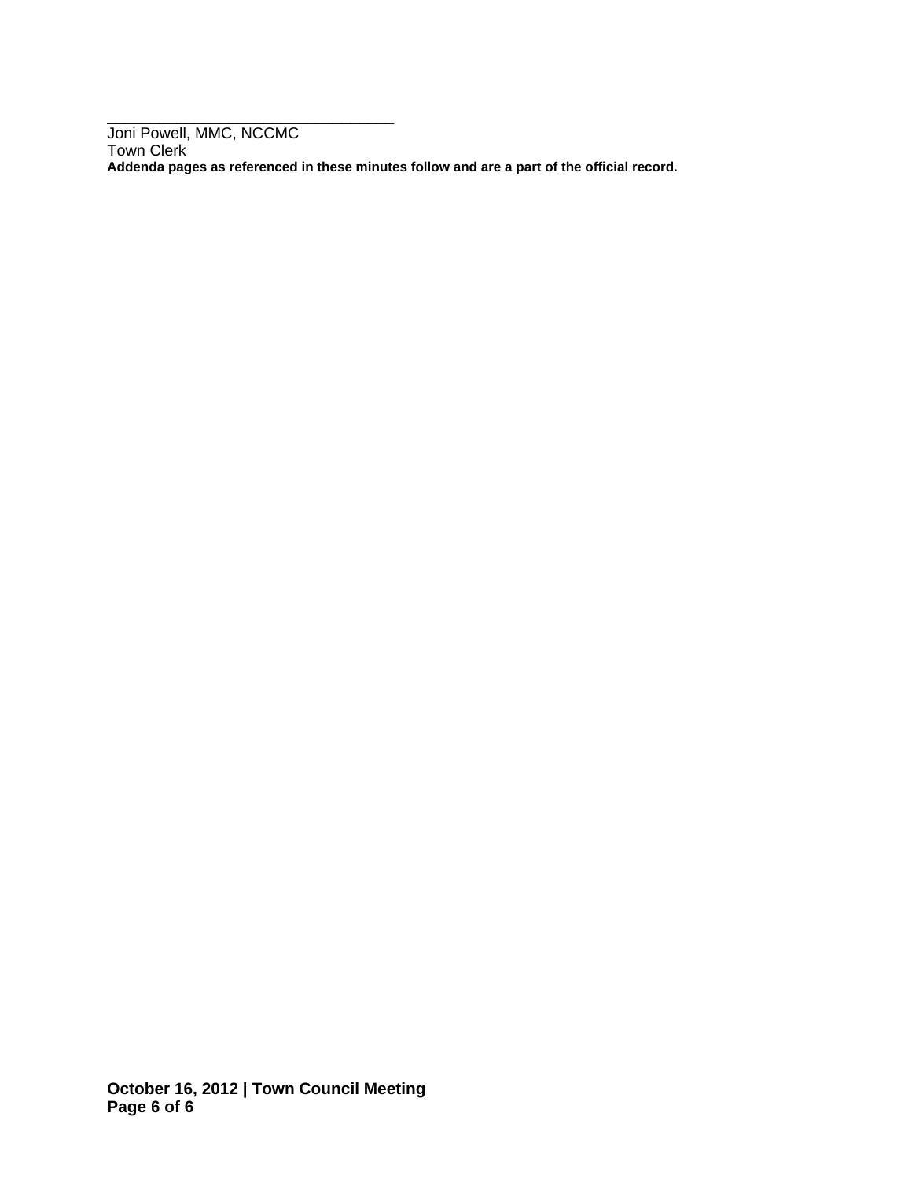\_\_\_\_\_\_\_\_\_\_\_\_\_\_\_\_\_\_\_\_\_\_\_\_\_\_\_\_\_\_\_\_\_\_

Joni Powell, MMC, NCCMC
Town Clerk

**Addenda pages as referenced in these minutes follow and are a part of the official record.**